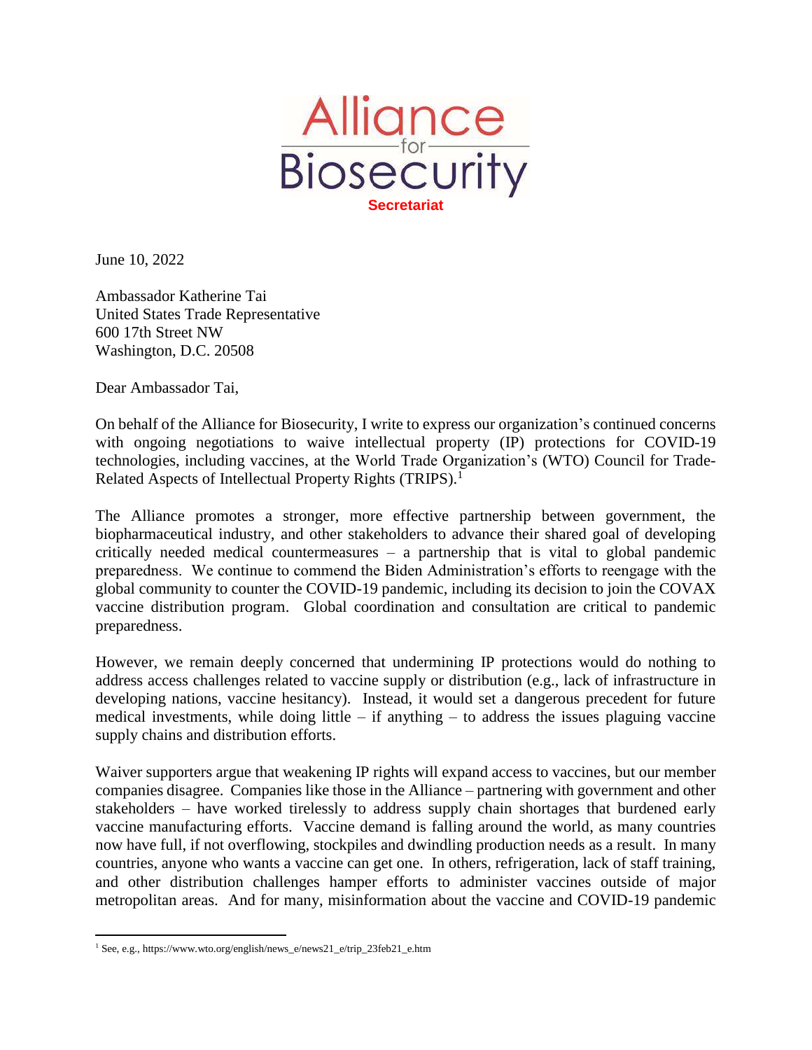# Alliance for Biosecurity

**Secretariat**

June 10, 2022

Ambassador Katherine Tai
United States Trade Representative
600 17th Street NW
Washington, D.C. 20508

Dear Ambassador Tai,

On behalf of the Alliance for Biosecurity, I write to express our organization's continued concerns with ongoing negotiations to waive intellectual property (IP) protections for COVID-19 technologies, including vaccines, at the World Trade Organization's (WTO) Council for Trade-Related Aspects of Intellectual Property Rights (TRIPS).[1]

The Alliance promotes a stronger, more effective partnership between government, the biopharmaceutical industry, and other stakeholders to advance their shared goal of developing critically needed medical countermeasures – a partnership that is vital to global pandemic preparedness. We continue to commend the Biden Administration's efforts to reengage with the global community to counter the COVID-19 pandemic, including its decision to join the COVAX vaccine distribution program. Global coordination and consultation are critical to pandemic preparedness.

However, we remain deeply concerned that undermining IP protections would do nothing to address access challenges related to vaccine supply or distribution (e.g., lack of infrastructure in developing nations, vaccine hesitancy). Instead, it would set a dangerous precedent for future medical investments, while doing little – if anything – to address the issues plaguing vaccine supply chains and distribution efforts.

Waiver supporters argue that weakening IP rights will expand access to vaccines, but our member companies disagree. Companies like those in the Alliance – partnering with government and other stakeholders – have worked tirelessly to address supply chain shortages that burdened early vaccine manufacturing efforts. Vaccine demand is falling around the world, as many countries now have full, if not overflowing, stockpiles and dwindling production needs as a result. In many countries, anyone who wants a vaccine can get one. In others, refrigeration, lack of staff training, and other distribution challenges hamper efforts to administer vaccines outside of major metropolitan areas. And for many, misinformation about the vaccine and COVID-19 pandemic

[1] See, e.g., https://www.wto.org/english/news_e/news21_e/trip_23feb21_e.htm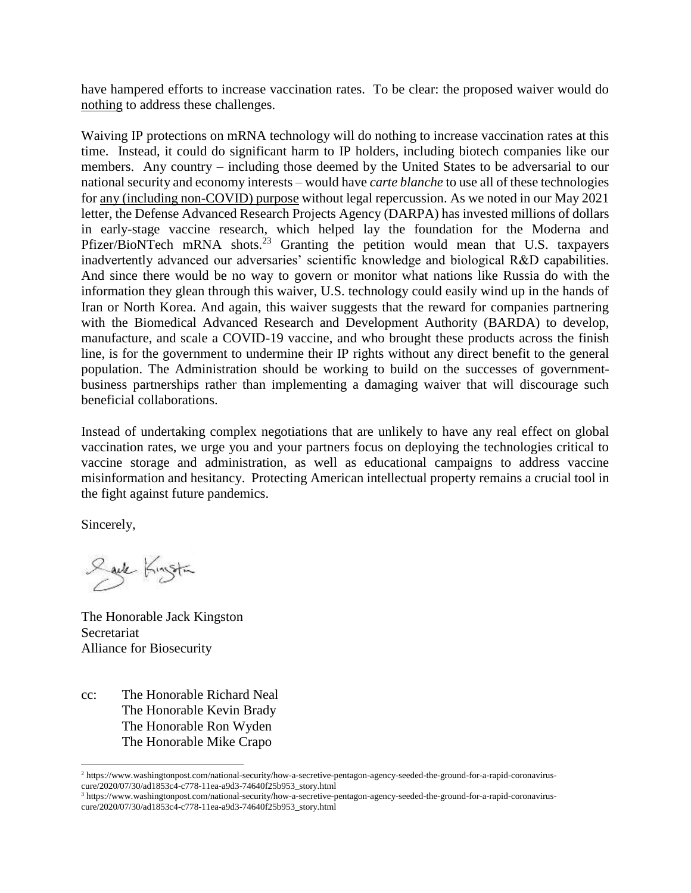have hampered efforts to increase vaccination rates. To be clear: the proposed waiver would do nothing to address these challenges.

Waiving IP protections on mRNA technology will do nothing to increase vaccination rates at this time. Instead, it could do significant harm to IP holders, including biotech companies like our members. Any country – including those deemed by the United States to be adversarial to our national security and economy interests – would have *carte blanche* to use all of these technologies for any (including non-COVID) purpose without legal repercussion. As we noted in our May 2021 letter, the Defense Advanced Research Projects Agency (DARPA) has invested millions of dollars in early-stage vaccine research, which helped lay the foundation for the Moderna and Pfizer/BioNTech mRNA shots.[23] Granting the petition would mean that U.S. taxpayers inadvertently advanced our adversaries' scientific knowledge and biological R&D capabilities. And since there would be no way to govern or monitor what nations like Russia do with the information they glean through this waiver, U.S. technology could easily wind up in the hands of Iran or North Korea. And again, this waiver suggests that the reward for companies partnering with the Biomedical Advanced Research and Development Authority (BARDA) to develop, manufacture, and scale a COVID-19 vaccine, and who brought these products across the finish line, is for the government to undermine their IP rights without any direct benefit to the general population. The Administration should be working to build on the successes of government-business partnerships rather than implementing a damaging waiver that will discourage such beneficial collaborations.

Instead of undertaking complex negotiations that are unlikely to have any real effect on global vaccination rates, we urge you and your partners focus on deploying the technologies critical to vaccine storage and administration, as well as educational campaigns to address vaccine misinformation and hesitancy. Protecting American intellectual property remains a crucial tool in the fight against future pandemics.

Sincerely,

The Honorable Jack Kingston
Secretariat
Alliance for Biosecurity

cc: The Honorable Richard Neal
The Honorable Kevin Brady
The Honorable Ron Wyden
The Honorable Mike Crapo

---

[2] https://www.washingtonpost.com/national-security/how-a-secretive-pentagon-agency-seeded-the-ground-for-a-rapid-coronavirus-cure/2020/07/30/ad1853c4-c778-11ea-a9d3-74640f25b953_story.html

[3] https://www.washingtonpost.com/national-security/how-a-secretive-pentagon-agency-seeded-the-ground-for-a-rapid-coronavirus-cure/2020/07/30/ad1853c4-c778-11ea-a9d3-74640f25b953_story.html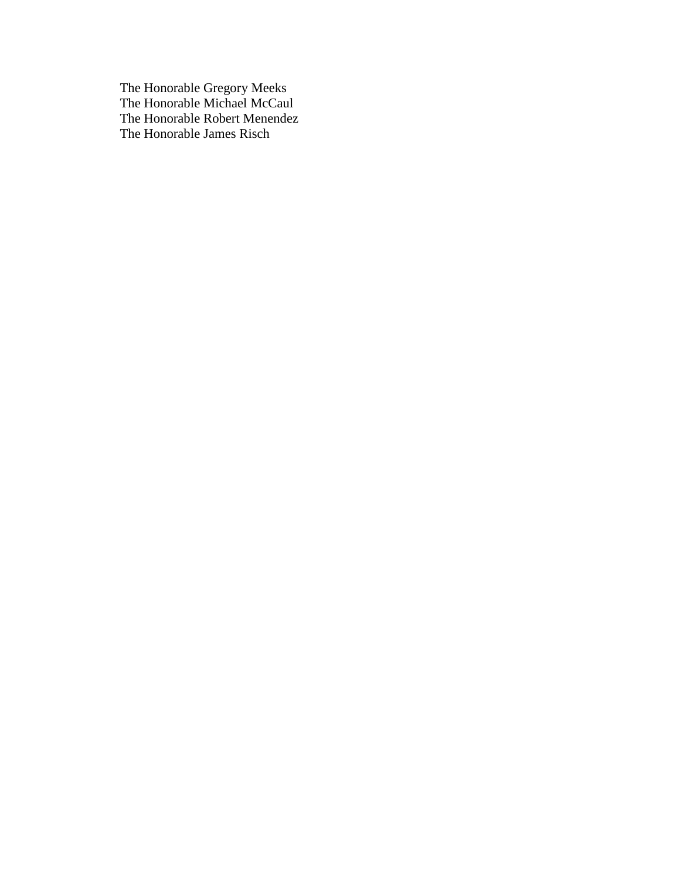The Honorable Gregory Meeks  
The Honorable Michael McCaul  
The Honorable Robert Menendez  
The Honorable James Risch